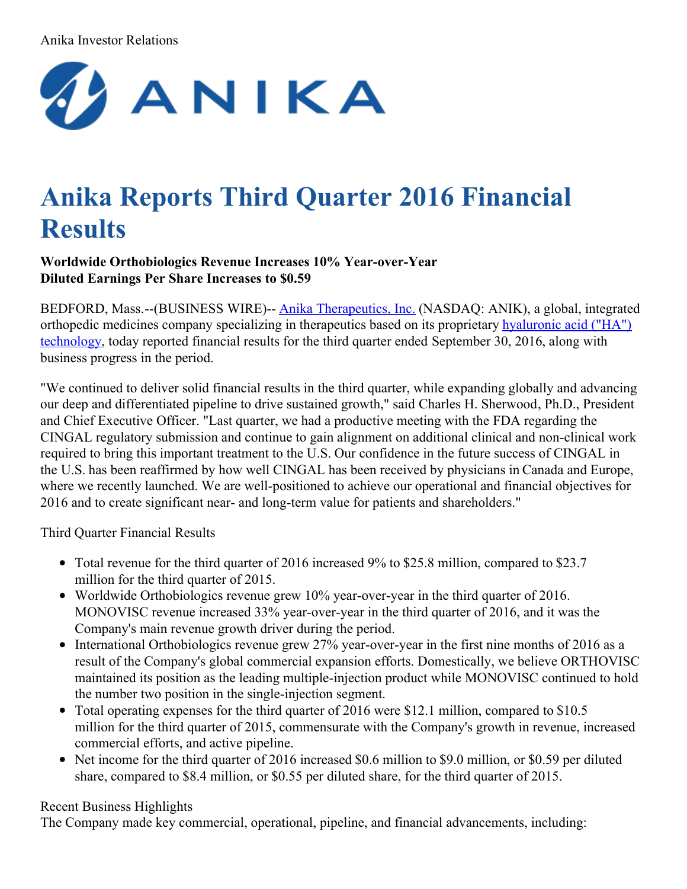Anika Investor Relations

# Anika Reports Third Quarter 2016 Financial Results

**Worldwide Orthobiologics Revenue Increases 10% Year-over-Year**
**Diluted Earnings Per Share Increases to $0.59**

BEDFORD, Mass.--(BUSINESS WIRE)-- Anika Therapeutics, Inc. (NASDAQ: ANIK), a global, integrated orthopedic medicines company specializing in therapeutics based on its proprietary hyaluronic acid ("HA") technology, today reported financial results for the third quarter ended September 30, 2016, along with business progress in the period.

"We continued to deliver solid financial results in the third quarter, while expanding globally and advancing our deep and differentiated pipeline to drive sustained growth," said Charles H. Sherwood, Ph.D., President and Chief Executive Officer. "Last quarter, we had a productive meeting with the FDA regarding the CINGAL regulatory submission and continue to gain alignment on additional clinical and non-clinical work required to bring this important treatment to the U.S. Our confidence in the future success of CINGAL in the U.S. has been reaffirmed by how well CINGAL has been received by physicians in Canada and Europe, where we recently launched. We are well-positioned to achieve our operational and financial objectives for 2016 and to create significant near- and long-term value for patients and shareholders."

Third Quarter Financial Results

- Total revenue for the third quarter of 2016 increased 9% to $25.8 million, compared to $23.7 million for the third quarter of 2015.
- Worldwide Orthobiologics revenue grew 10% year-over-year in the third quarter of 2016. MONOVISC revenue increased 33% year-over-year in the third quarter of 2016, and it was the Company's main revenue growth driver during the period.
- International Orthobiologics revenue grew 27% year-over-year in the first nine months of 2016 as a result of the Company's global commercial expansion efforts. Domestically, we believe ORTHOVISC maintained its position as the leading multiple-injection product while MONOVISC continued to hold the number two position in the single-injection segment.
- Total operating expenses for the third quarter of 2016 were $12.1 million, compared to $10.5 million for the third quarter of 2015, commensurate with the Company's growth in revenue, increased commercial efforts, and active pipeline.
- Net income for the third quarter of 2016 increased $0.6 million to $9.0 million, or $0.59 per diluted share, compared to $8.4 million, or $0.55 per diluted share, for the third quarter of 2015.

Recent Business Highlights
The Company made key commercial, operational, pipeline, and financial advancements, including: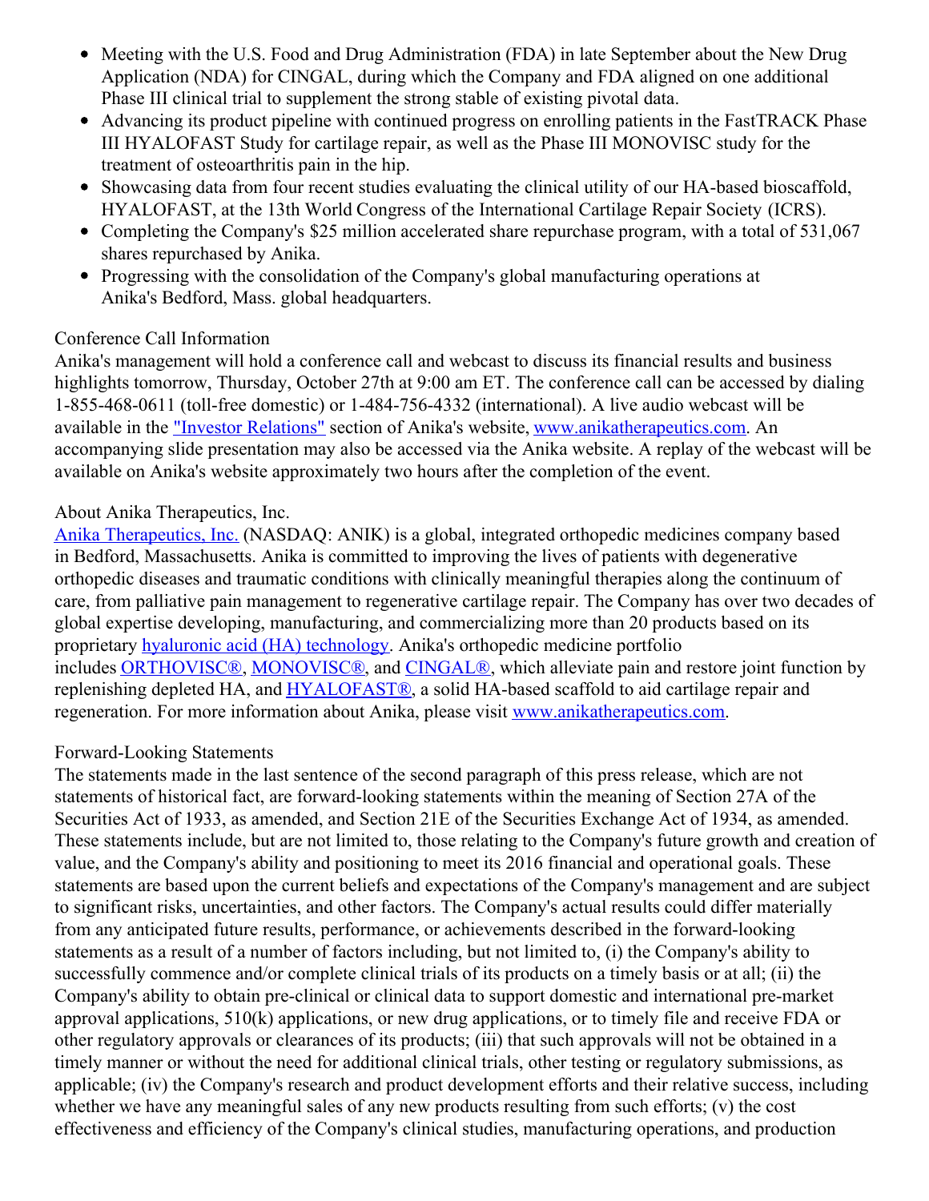- Meeting with the U.S. Food and Drug Administration (FDA) in late September about the New Drug Application (NDA) for CINGAL, during which the Company and FDA aligned on one additional Phase III clinical trial to supplement the strong stable of existing pivotal data.
- Advancing its product pipeline with continued progress on enrolling patients in the FastTRACK Phase III HYALOFAST Study for cartilage repair, as well as the Phase III MONOVISC study for the treatment of osteoarthritis pain in the hip.
- Showcasing data from four recent studies evaluating the clinical utility of our HA-based bioscaffold, HYALOFAST, at the 13th World Congress of the International Cartilage Repair Society (ICRS).
- Completing the Company's $25 million accelerated share repurchase program, with a total of 531,067 shares repurchased by Anika.
- Progressing with the consolidation of the Company's global manufacturing operations at Anika's Bedford, Mass. global headquarters.

Conference Call Information

Anika's management will hold a conference call and webcast to discuss its financial results and business highlights tomorrow, Thursday, October 27th at 9:00 am ET. The conference call can be accessed by dialing 1-855-468-0611 (toll-free domestic) or 1-484-756-4332 (international). A live audio webcast will be available in the "Investor Relations" section of Anika's website, www.anikatherapeutics.com. An accompanying slide presentation may also be accessed via the Anika website. A replay of the webcast will be available on Anika's website approximately two hours after the completion of the event.

About Anika Therapeutics, Inc.

Anika Therapeutics, Inc. (NASDAQ: ANIK) is a global, integrated orthopedic medicines company based in Bedford, Massachusetts. Anika is committed to improving the lives of patients with degenerative orthopedic diseases and traumatic conditions with clinically meaningful therapies along the continuum of care, from palliative pain management to regenerative cartilage repair. The Company has over two decades of global expertise developing, manufacturing, and commercializing more than 20 products based on its proprietary hyaluronic acid (HA) technology. Anika's orthopedic medicine portfolio includes ORTHOVISC®, MONOVISC®, and CINGAL®, which alleviate pain and restore joint function by replenishing depleted HA, and HYALOFAST®, a solid HA-based scaffold to aid cartilage repair and regeneration. For more information about Anika, please visit www.anikatherapeutics.com.

Forward-Looking Statements

The statements made in the last sentence of the second paragraph of this press release, which are not statements of historical fact, are forward-looking statements within the meaning of Section 27A of the Securities Act of 1933, as amended, and Section 21E of the Securities Exchange Act of 1934, as amended. These statements include, but are not limited to, those relating to the Company's future growth and creation of value, and the Company's ability and positioning to meet its 2016 financial and operational goals. These statements are based upon the current beliefs and expectations of the Company's management and are subject to significant risks, uncertainties, and other factors. The Company's actual results could differ materially from any anticipated future results, performance, or achievements described in the forward-looking statements as a result of a number of factors including, but not limited to, (i) the Company's ability to successfully commence and/or complete clinical trials of its products on a timely basis or at all; (ii) the Company's ability to obtain pre-clinical or clinical data to support domestic and international pre-market approval applications, 510(k) applications, or new drug applications, or to timely file and receive FDA or other regulatory approvals or clearances of its products; (iii) that such approvals will not be obtained in a timely manner or without the need for additional clinical trials, other testing or regulatory submissions, as applicable; (iv) the Company's research and product development efforts and their relative success, including whether we have any meaningful sales of any new products resulting from such efforts; (v) the cost effectiveness and efficiency of the Company's clinical studies, manufacturing operations, and production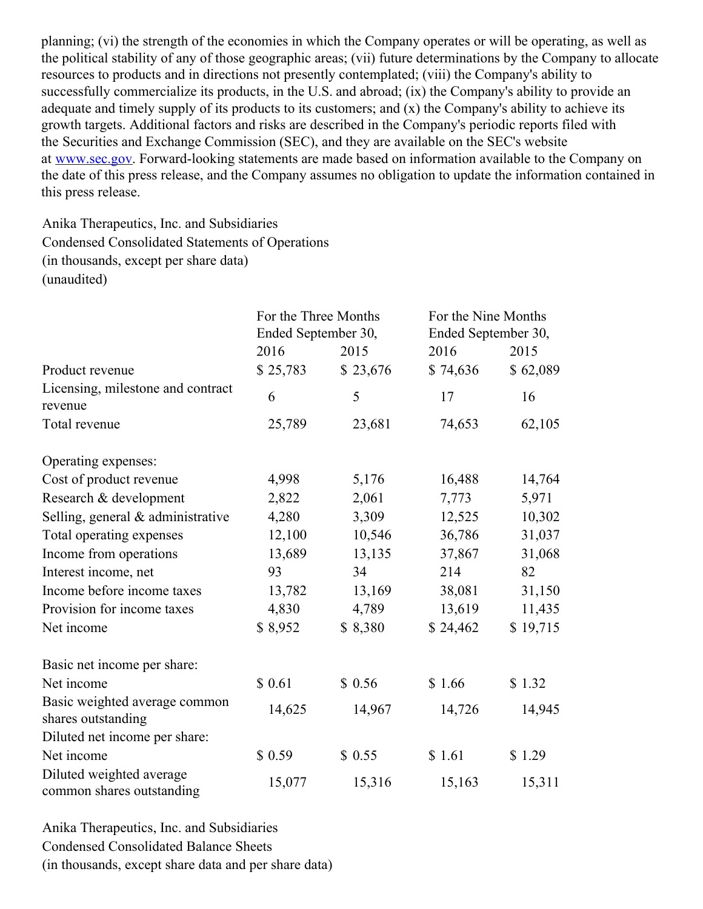planning; (vi) the strength of the economies in which the Company operates or will be operating, as well as the political stability of any of those geographic areas; (vii) future determinations by the Company to allocate resources to products and in directions not presently contemplated; (viii) the Company's ability to successfully commercialize its products, in the U.S. and abroad; (ix) the Company's ability to provide an adequate and timely supply of its products to its customers; and (x) the Company's ability to achieve its growth targets. Additional factors and risks are described in the Company's periodic reports filed with the Securities and Exchange Commission (SEC), and they are available on the SEC's website at www.sec.gov. Forward-looking statements are made based on information available to the Company on the date of this press release, and the Company assumes no obligation to update the information contained in this press release.

Anika Therapeutics, Inc. and Subsidiaries
Condensed Consolidated Statements of Operations
(in thousands, except per share data)
(unaudited)

| | For the Three Months Ended September 30, | | For the Nine Months Ended September 30, | |
|---|---|---|---|---|
| | 2016 | 2015 | 2016 | 2015 |
| Product revenue | $ 25,783 | $ 23,676 | $ 74,636 | $ 62,089 |
| Licensing, milestone and contract revenue | 6 | 5 | 17 | 16 |
| Total revenue | 25,789 | 23,681 | 74,653 | 62,105 |
| | | | | |
| Operating expenses: | | | | |
| Cost of product revenue | 4,998 | 5,176 | 16,488 | 14,764 |
| Research & development | 2,822 | 2,061 | 7,773 | 5,971 |
| Selling, general & administrative | 4,280 | 3,309 | 12,525 | 10,302 |
| Total operating expenses | 12,100 | 10,546 | 36,786 | 31,037 |
| Income from operations | 13,689 | 13,135 | 37,867 | 31,068 |
| Interest income, net | 93 | 34 | 214 | 82 |
| Income before income taxes | 13,782 | 13,169 | 38,081 | 31,150 |
| Provision for income taxes | 4,830 | 4,789 | 13,619 | 11,435 |
| Net income | $ 8,952 | $ 8,380 | $ 24,462 | $ 19,715 |
| | | | | |
| Basic net income per share: | | | | |
| Net income | $ 0.61 | $ 0.56 | $ 1.66 | $ 1.32 |
| Basic weighted average common shares outstanding | 14,625 | 14,967 | 14,726 | 14,945 |
| Diluted net income per share: | | | | |
| Net income | $ 0.59 | $ 0.55 | $ 1.61 | $ 1.29 |
| Diluted weighted average common shares outstanding | 15,077 | 15,316 | 15,163 | 15,311 |

Anika Therapeutics, Inc. and Subsidiaries
Condensed Consolidated Balance Sheets
(in thousands, except share data and per share data)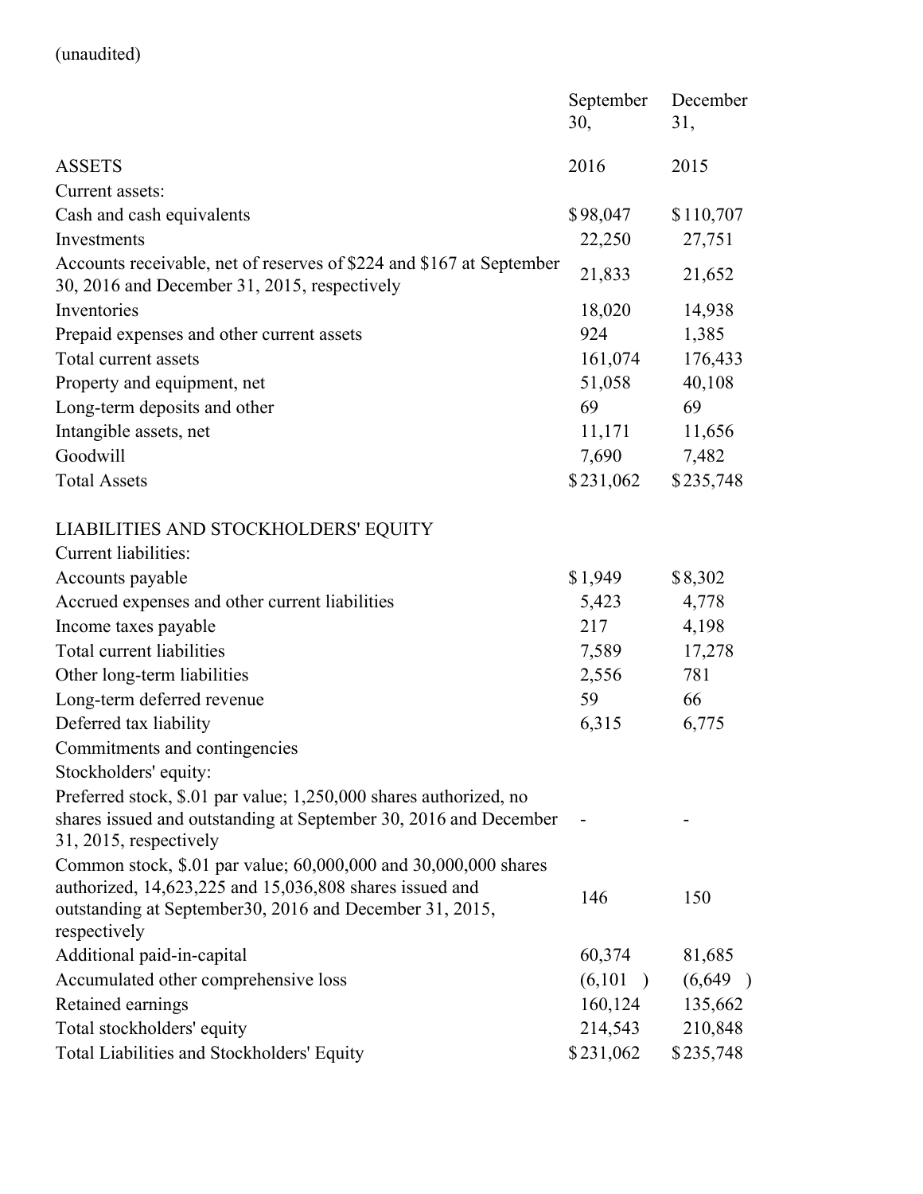(unaudited)

| | September 30, | December 31, |
|---|---|---|
| ASSETS | 2016 | 2015 |
| Current assets: | | |
| Cash and cash equivalents | $98,047 | $110,707 |
| Investments | 22,250 | 27,751 |
| Accounts receivable, net of reserves of $224 and $167 at September 30, 2016 and December 31, 2015, respectively | 21,833 | 21,652 |
| Inventories | 18,020 | 14,938 |
| Prepaid expenses and other current assets | 924 | 1,385 |
| Total current assets | 161,074 | 176,433 |
| Property and equipment, net | 51,058 | 40,108 |
| Long-term deposits and other | 69 | 69 |
| Intangible assets, net | 11,171 | 11,656 |
| Goodwill | 7,690 | 7,482 |
| Total Assets | $231,062 | $235,748 |
| | | |
| LIABILITIES AND STOCKHOLDERS' EQUITY | | |
| Current liabilities: | | |
| Accounts payable | $1,949 | $8,302 |
| Accrued expenses and other current liabilities | 5,423 | 4,778 |
| Income taxes payable | 217 | 4,198 |
| Total current liabilities | 7,589 | 17,278 |
| Other long-term liabilities | 2,556 | 781 |
| Long-term deferred revenue | 59 | 66 |
| Deferred tax liability | 6,315 | 6,775 |
| Commitments and contingencies | | |
| Stockholders' equity: | | |
| Preferred stock, $.01 par value; 1,250,000 shares authorized, no shares issued and outstanding at September 30, 2016 and December 31, 2015, respectively | - | - |
| Common stock, $.01 par value; 60,000,000 and 30,000,000 shares authorized, 14,623,225 and 15,036,808 shares issued and outstanding at September30, 2016 and December 31, 2015, respectively | 146 | 150 |
| Additional paid-in-capital | 60,374 | 81,685 |
| Accumulated other comprehensive loss | (6,101 ) | (6,649 ) |
| Retained earnings | 160,124 | 135,662 |
| Total stockholders' equity | 214,543 | 210,848 |
| Total Liabilities and Stockholders' Equity | $231,062 | $235,748 |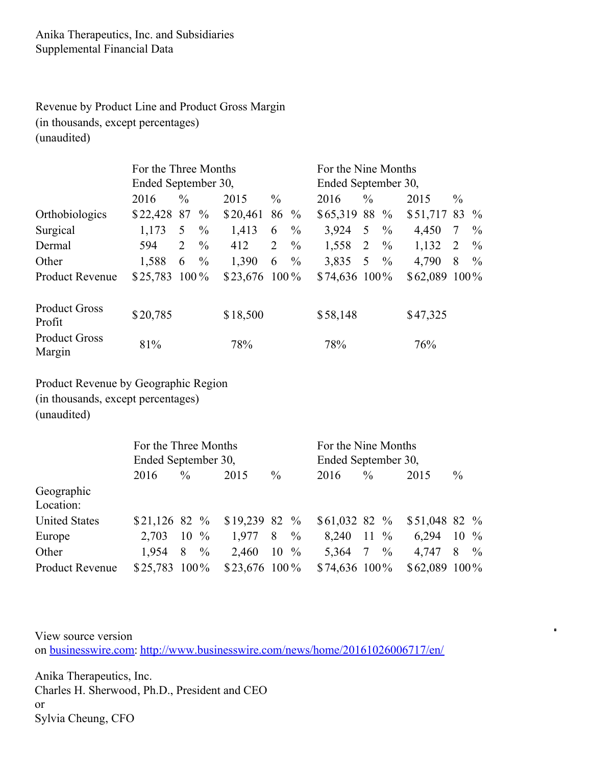Anika Therapeutics, Inc. and Subsidiaries
Supplemental Financial Data

Revenue by Product Line and Product Gross Margin
(in thousands, except percentages)
(unaudited)

| | For the Three Months Ended September 30, | | | | For the Nine Months Ended September 30, | | | |
|---|---|---|---|---|---|---|---|---|
| | 2016 | % | 2015 | % | 2016 | % | 2015 | % |
| Orthobiologics | $22,428 | 87 % | $20,461 | 86 % | $65,319 | 88 % | $51,717 | 83 % |
| Surgical | 1,173 | 5 % | 1,413 | 6 % | 3,924 | 5 % | 4,450 | 7 % |
| Dermal | 594 | 2 % | 412 | 2 % | 1,558 | 2 % | 1,132 | 2 % |
| Other | 1,588 | 6 % | 1,390 | 6 % | 3,835 | 5 % | 4,790 | 8 % |
| Product Revenue | $25,783 | 100% | $23,676 | 100% | $74,636 | 100% | $62,089 | 100% |
| | | | | | | | | |
| Product Gross Profit | $20,785 | | $18,500 | | $58,148 | | $47,325 | |
| Product Gross Margin | 81% | | 78% | | 78% | | 76% | |

Product Revenue by Geographic Region
(in thousands, except percentages)
(unaudited)

| | For the Three Months Ended September 30, | | | | For the Nine Months Ended September 30, | | | |
|---|---|---|---|---|---|---|---|---|
| | 2016 | % | 2015 | % | 2016 | % | 2015 | % |
| Geographic Location: | | | | | | | | |
| United States | $21,126 | 82 % | $19,239 | 82 % | $61,032 | 82 % | $51,048 | 82 % |
| Europe | 2,703 | 10 % | 1,977 | 8 % | 8,240 | 11 % | 6,294 | 10 % |
| Other | 1,954 | 8 % | 2,460 | 10 % | 5,364 | 7 % | 4,747 | 8 % |
| Product Revenue | $25,783 | 100% | $23,676 | 100% | $74,636 | 100% | $62,089 | 100% |

View source version on businesswire.com: http://www.businesswire.com/news/home/20161026006717/en/

Anika Therapeutics, Inc.
Charles H. Sherwood, Ph.D., President and CEO
or
Sylvia Cheung, CFO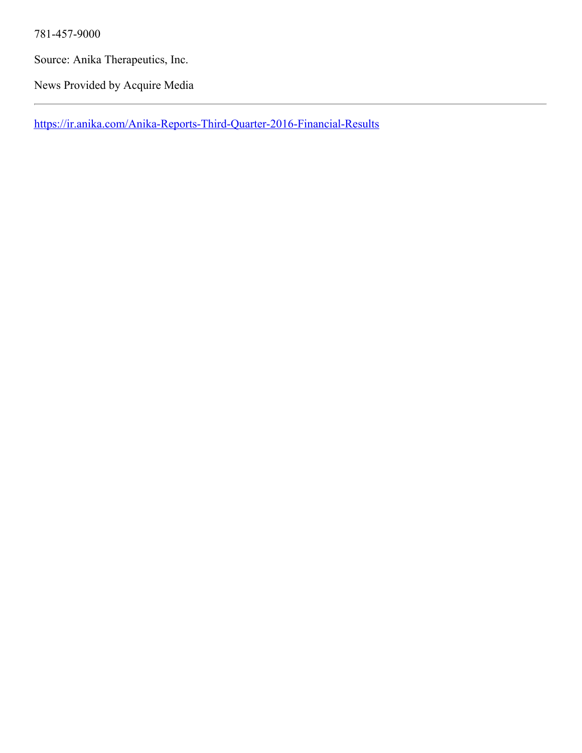781-457-9000

Source: Anika Therapeutics, Inc.

News Provided by Acquire Media

---

https://ir.anika.com/Anika-Reports-Third-Quarter-2016-Financial-Results